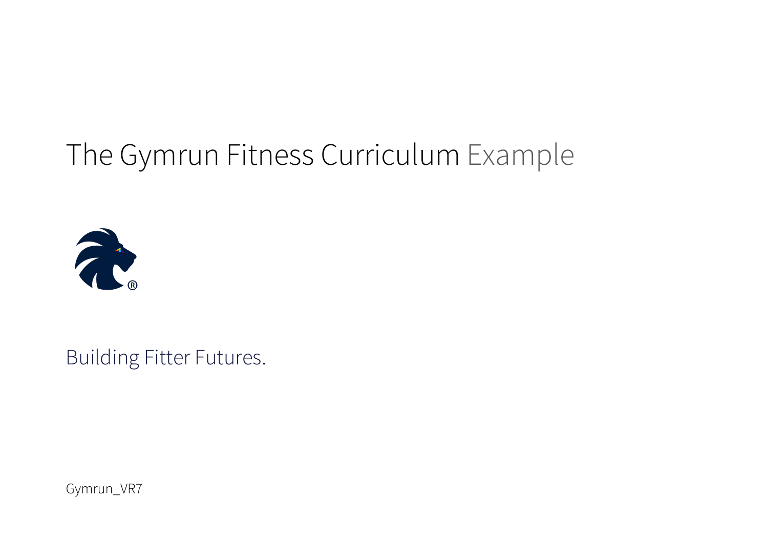# The Gymrun Fitness Curriculum Example

Building Fitter Futures.

Gymrun_VR7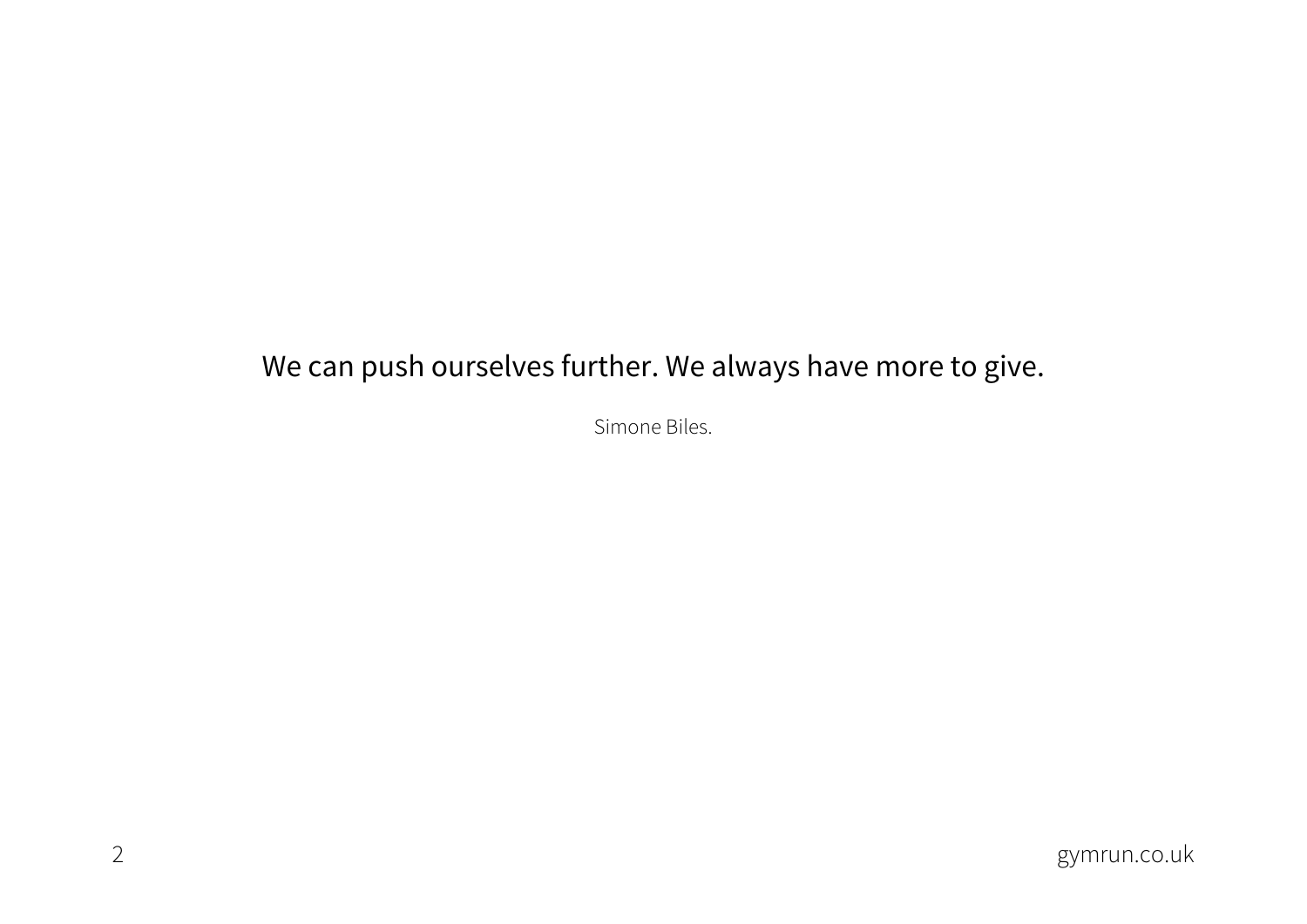We can push ourselves further. We always have more to give.

Simone Biles.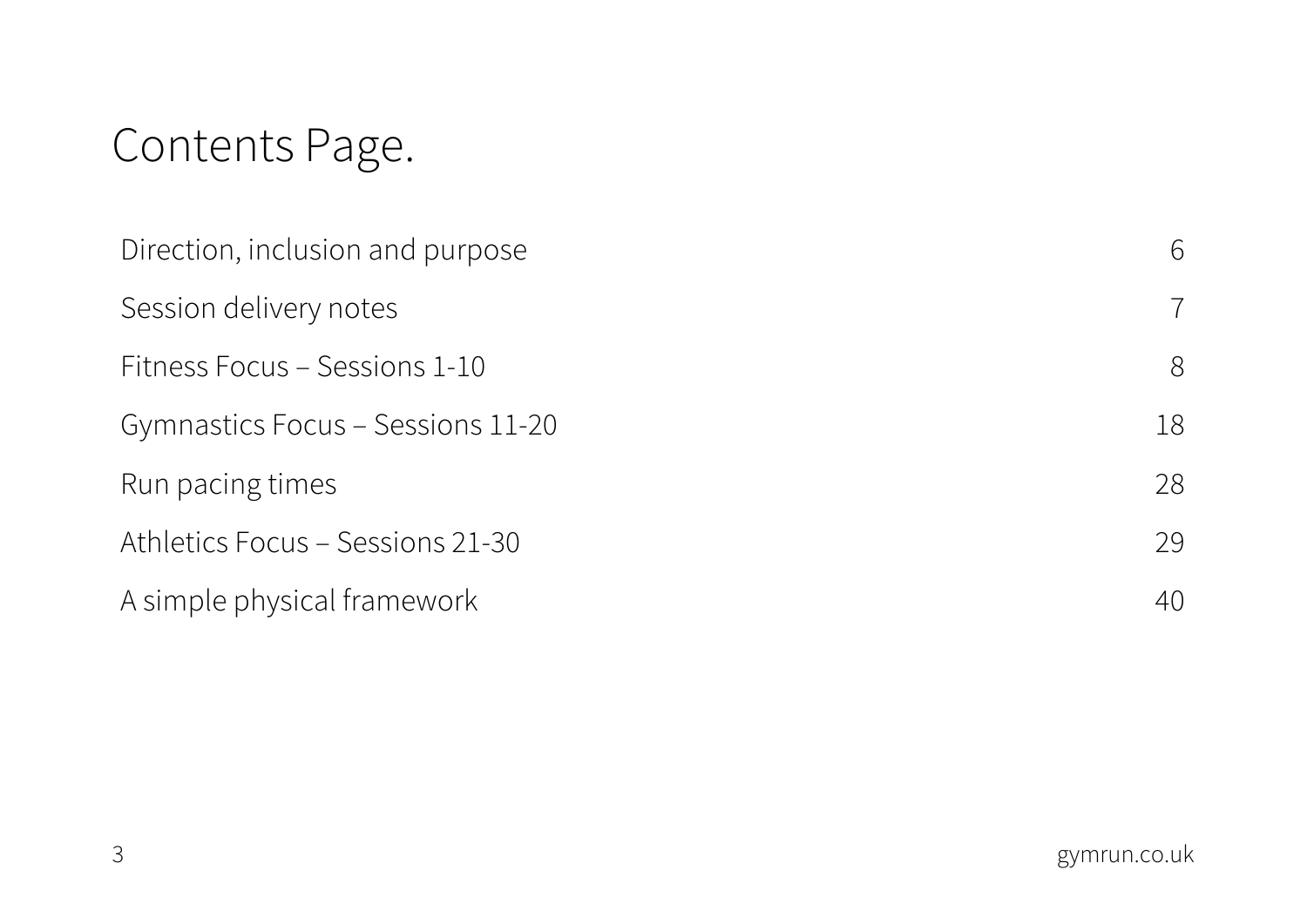# Contents Page.

| | |
|---|---|
| Direction, inclusion and purpose | 6 |
| Session delivery notes | 7 |
| Fitness Focus – Sessions 1-10 | 8 |
| Gymnastics Focus – Sessions 11-20 | 18 |
| Run pacing times | 28 |
| Athletics Focus – Sessions 21-30 | 29 |
| A simple physical framework | 40 |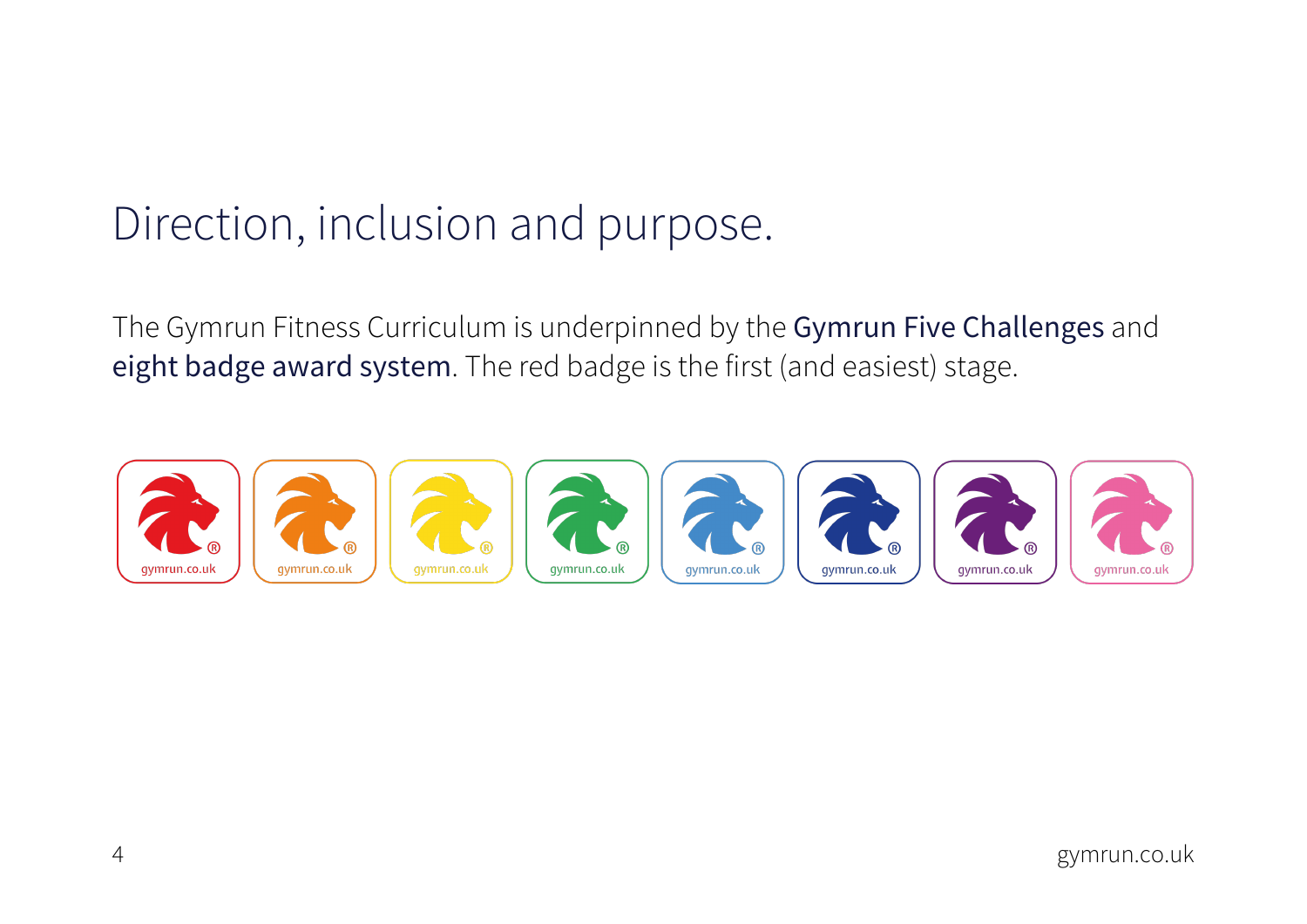# Direction, inclusion and purpose.

The Gymrun Fitness Curriculum is underpinned by the **Gymrun Five Challenges** and **eight badge award system**. The red badge is the first (and easiest) stage.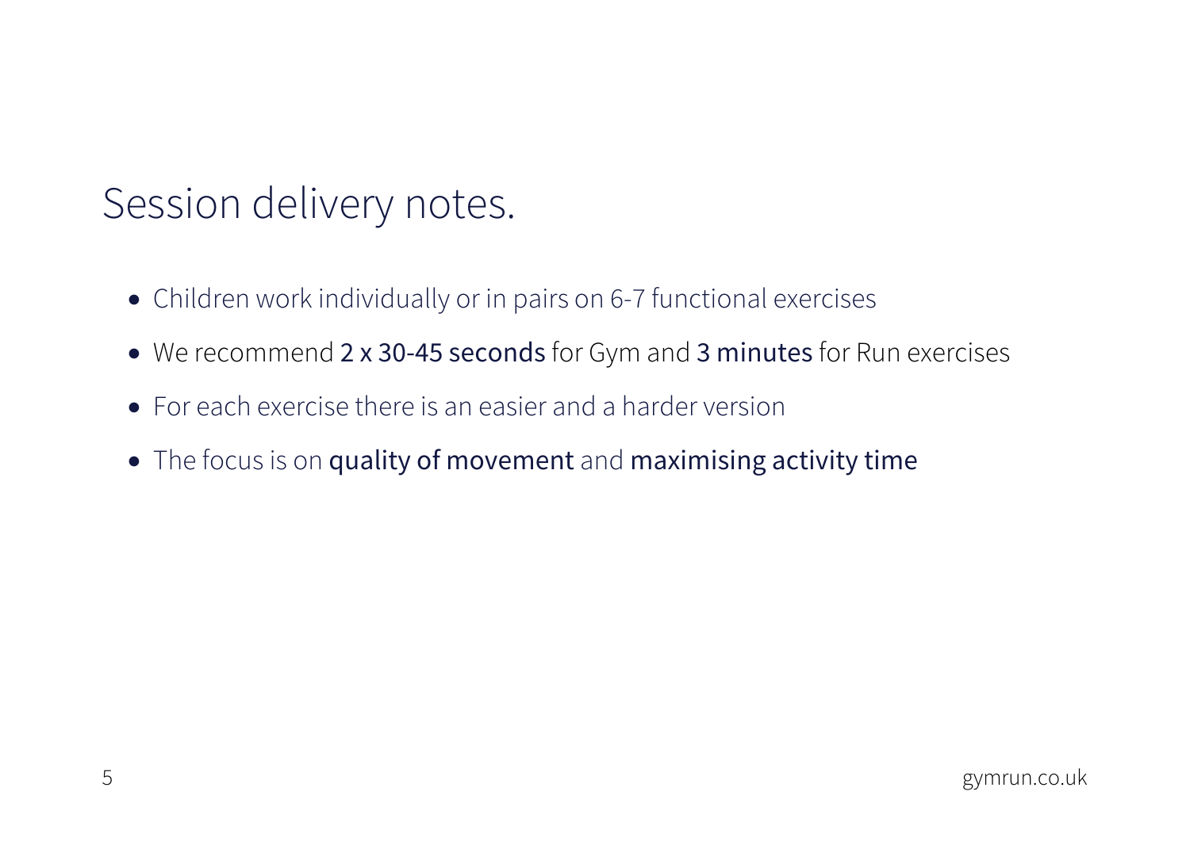# Session delivery notes.

- Children work individually or in pairs on 6-7 functional exercises
- We recommend **2 x 30-45 seconds** for Gym and **3 minutes** for Run exercises
- For each exercise there is an easier and a harder version
- The focus is on **quality of movement** and **maximising activity time**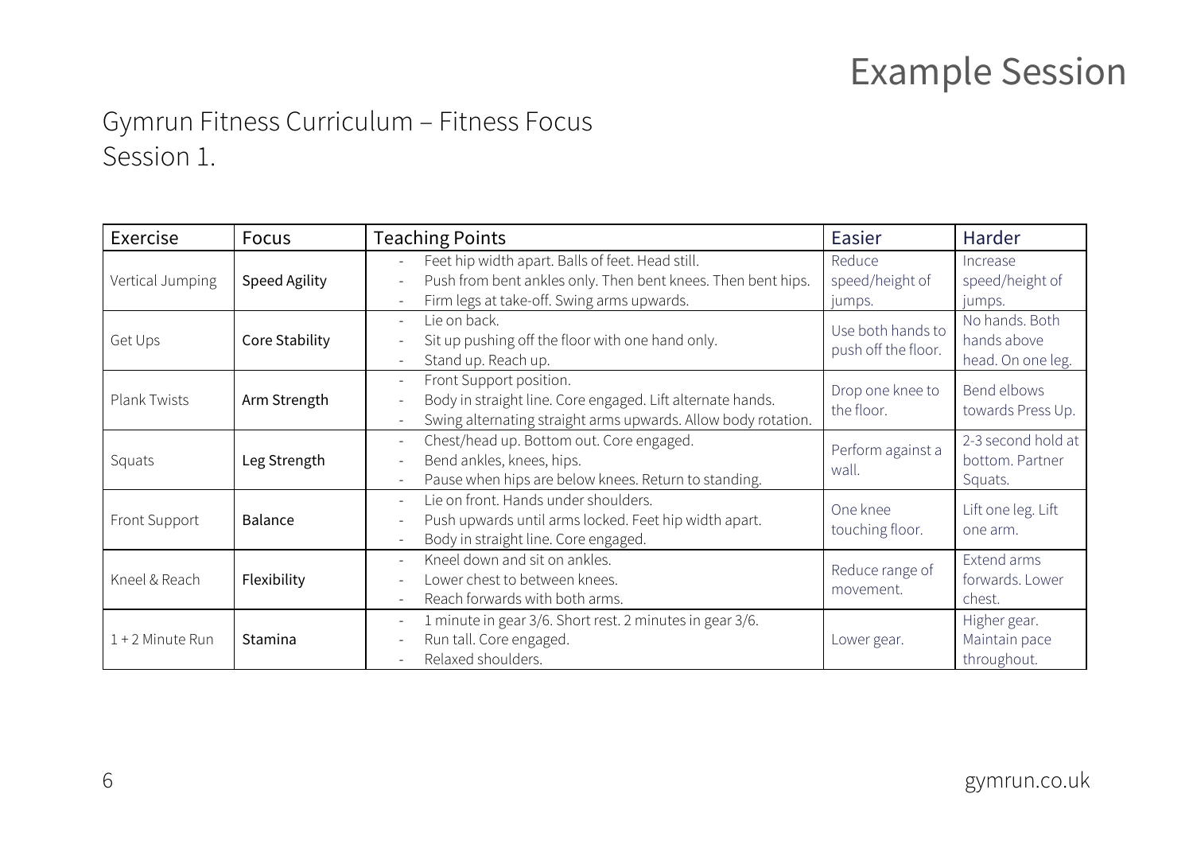# Example Session

## Gymrun Fitness Curriculum – Fitness Focus
## Session 1.

| Exercise | Focus | Teaching Points | Easier | Harder |
|---|---|---|---|---|
| Vertical Jumping | Speed Agility | - Feet hip width apart. Balls of feet. Head still.<br>- Push from bent ankles only. Then bent knees. Then bent hips.<br>- Firm legs at take-off. Swing arms upwards. | Reduce speed/height of jumps. | Increase speed/height of jumps. |
| Get Ups | Core Stability | - Lie on back.<br>- Sit up pushing off the floor with one hand only.<br>- Stand up. Reach up. | Use both hands to push off the floor. | No hands. Both hands above head. On one leg. |
| Plank Twists | Arm Strength | - Front Support position.<br>- Body in straight line. Core engaged. Lift alternate hands.<br>- Swing alternating straight arms upwards. Allow body rotation. | Drop one knee to the floor. | Bend elbows towards Press Up. |
| Squats | Leg Strength | - Chest/head up. Bottom out. Core engaged.<br>- Bend ankles, knees, hips.<br>- Pause when hips are below knees. Return to standing. | Perform against a wall. | 2-3 second hold at bottom. Partner Squats. |
| Front Support | Balance | - Lie on front. Hands under shoulders.<br>- Push upwards until arms locked. Feet hip width apart.<br>- Body in straight line. Core engaged. | One knee touching floor. | Lift one leg. Lift one arm. |
| Kneel & Reach | Flexibility | - Kneel down and sit on ankles.<br>- Lower chest to between knees.<br>- Reach forwards with both arms. | Reduce range of movement. | Extend arms forwards. Lower chest. |
| 1 + 2 Minute Run | Stamina | - 1 minute in gear 3/6. Short rest. 2 minutes in gear 3/6.<br>- Run tall. Core engaged.<br>- Relaxed shoulders. | Lower gear. | Higher gear. Maintain pace throughout. |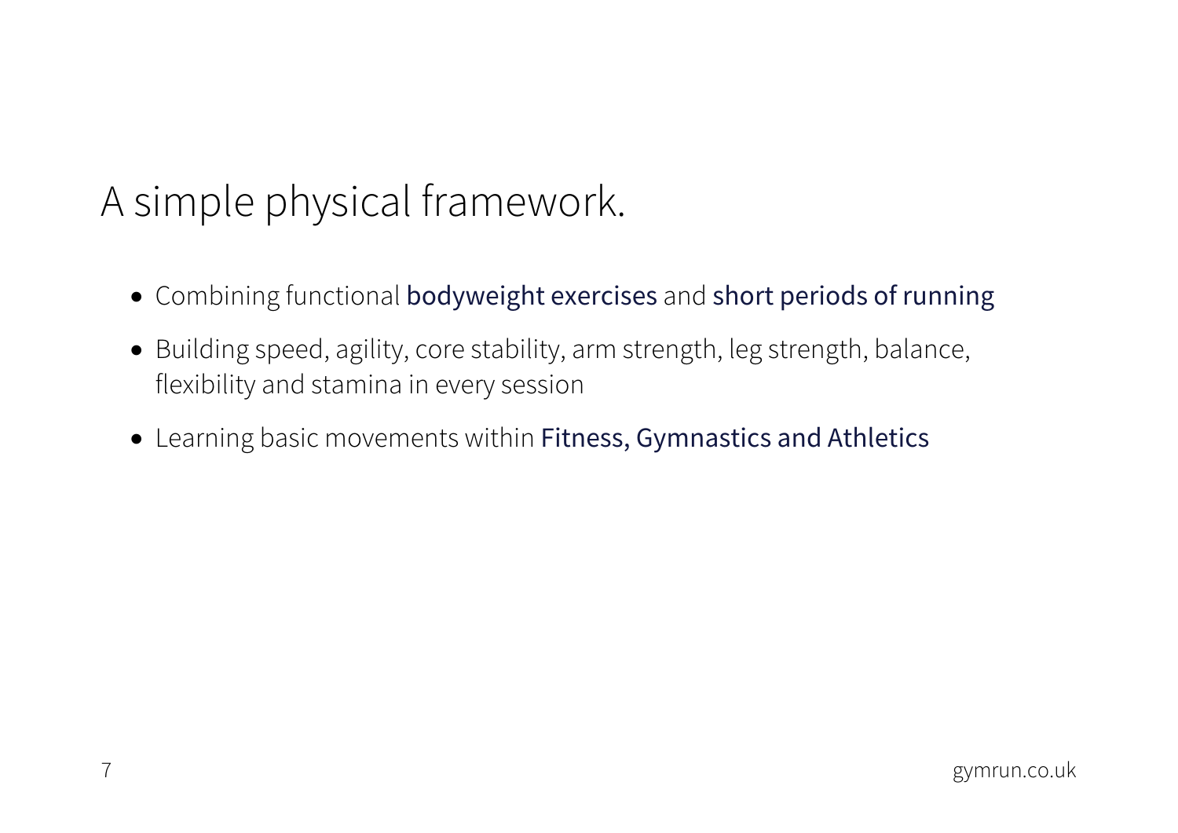# A simple physical framework.

- Combining functional **bodyweight exercises** and **short periods of running**
- Building speed, agility, core stability, arm strength, leg strength, balance, flexibility and stamina in every session
- Learning basic movements within **Fitness, Gymnastics and Athletics**